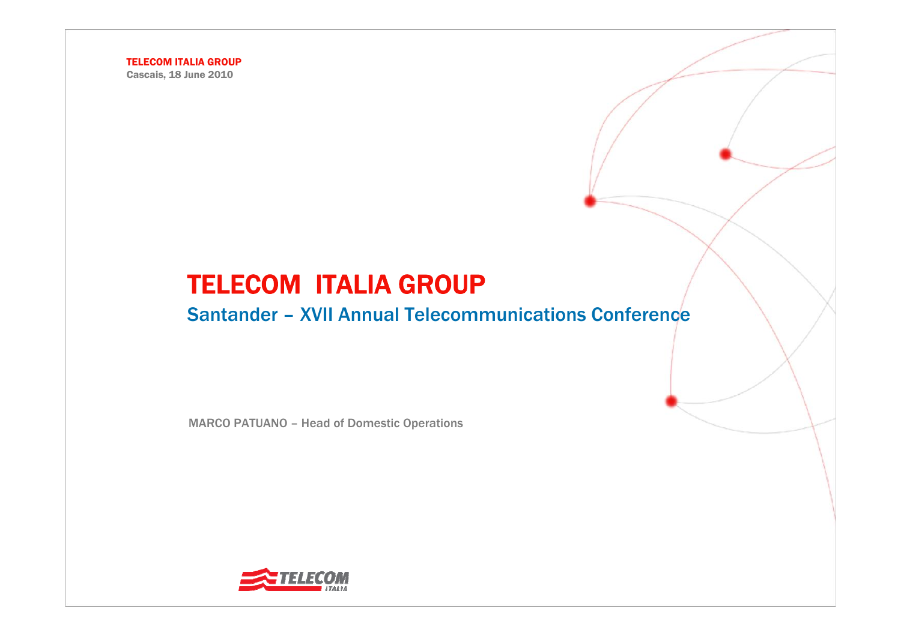TELECOM ITALIA GROUP

Cascais, 18 June 2010

# TELECOM ITALIA GROUP

## Santander – XVII Annual Telecommunications Conference

MARCO PATUANO – Head of Domestic Operations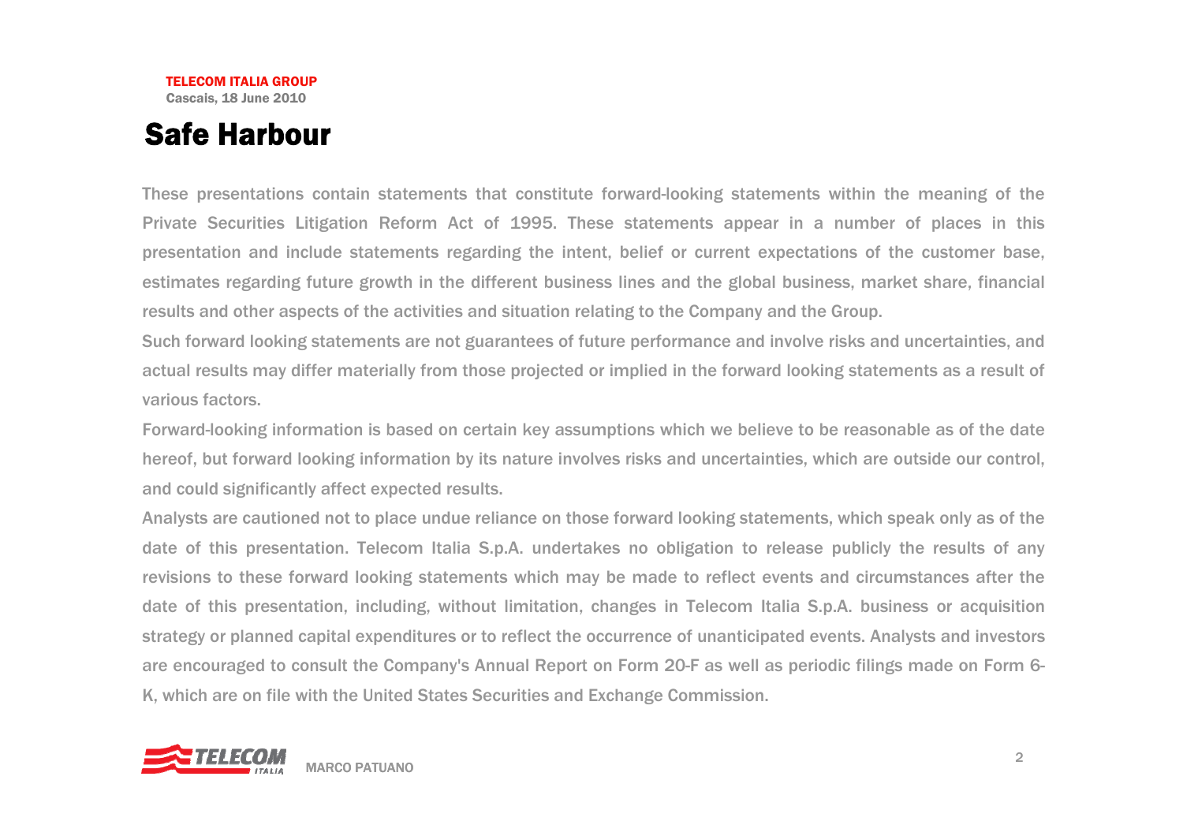TELECOM ITALIA GROUP
Cascais, 18 June 2010

# Safe Harbour

These presentations contain statements that constitute forward-looking statements within the meaning of the Private Securities Litigation Reform Act of 1995. These statements appear in a number of places in this presentation and include statements regarding the intent, belief or current expectations of the customer base, estimates regarding future growth in the different business lines and the global business, market share, financial results and other aspects of the activities and situation relating to the Company and the Group.

Such forward looking statements are not guarantees of future performance and involve risks and uncertainties, and actual results may differ materially from those projected or implied in the forward looking statements as a result of various factors.

Forward-looking information is based on certain key assumptions which we believe to be reasonable as of the date hereof, but forward looking information by its nature involves risks and uncertainties, which are outside our control, and could significantly affect expected results.

Analysts are cautioned not to place undue reliance on those forward looking statements, which speak only as of the date of this presentation. Telecom Italia S.p.A. undertakes no obligation to release publicly the results of any revisions to these forward looking statements which may be made to reflect events and circumstances after the date of this presentation, including, without limitation, changes in Telecom Italia S.p.A. business or acquisition strategy or planned capital expenditures or to reflect the occurrence of unanticipated events. Analysts and investors are encouraged to consult the Company's Annual Report on Form 20-F as well as periodic filings made on Form 6-K, which are on file with the United States Securities and Exchange Commission.

MARCO PATUANO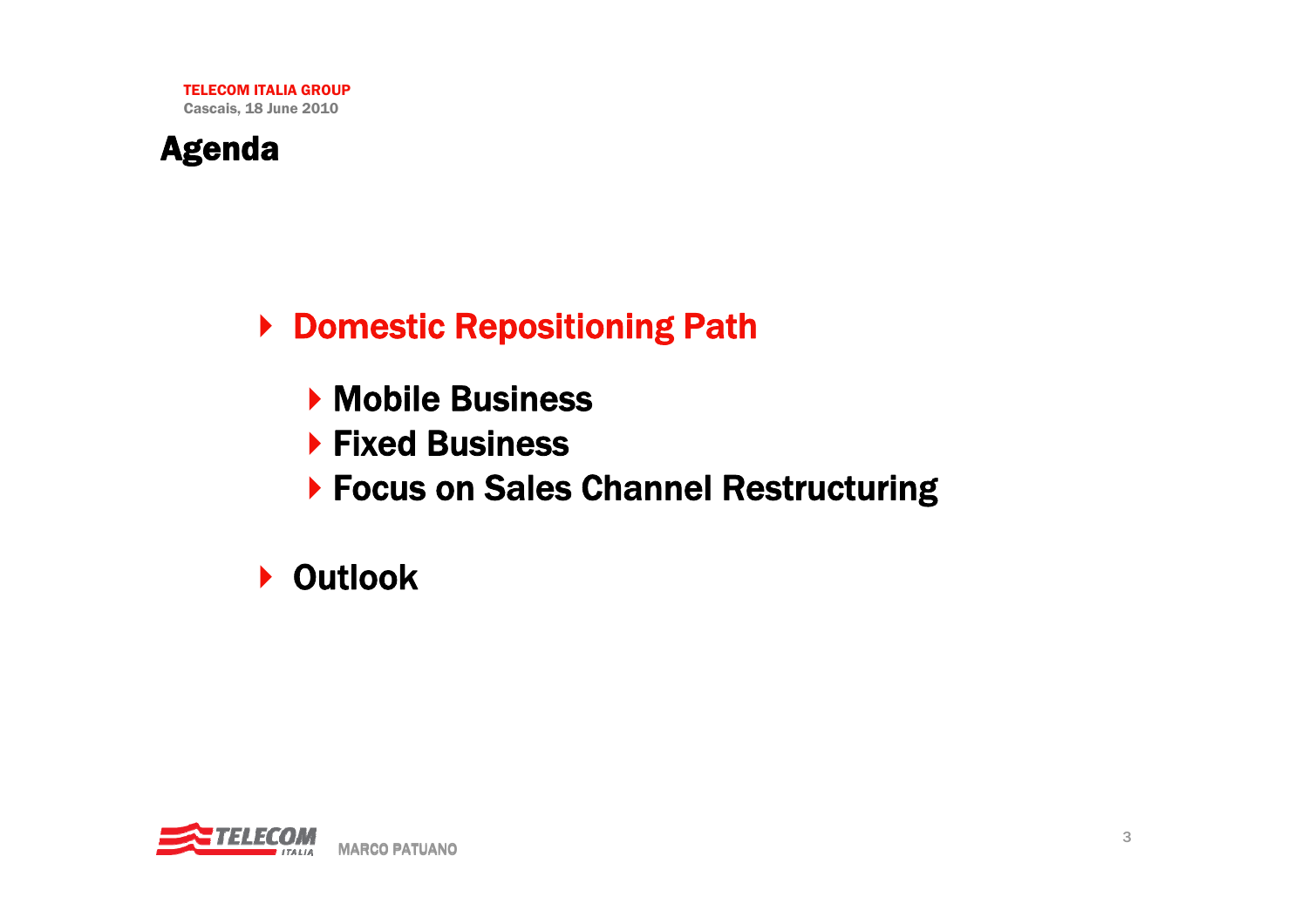# Agenda

- **Domestic Repositioning Path**
  - **Mobile Business**
  - **Fixed Business**
  - **Focus on Sales Channel Restructuring**
- **Outlook**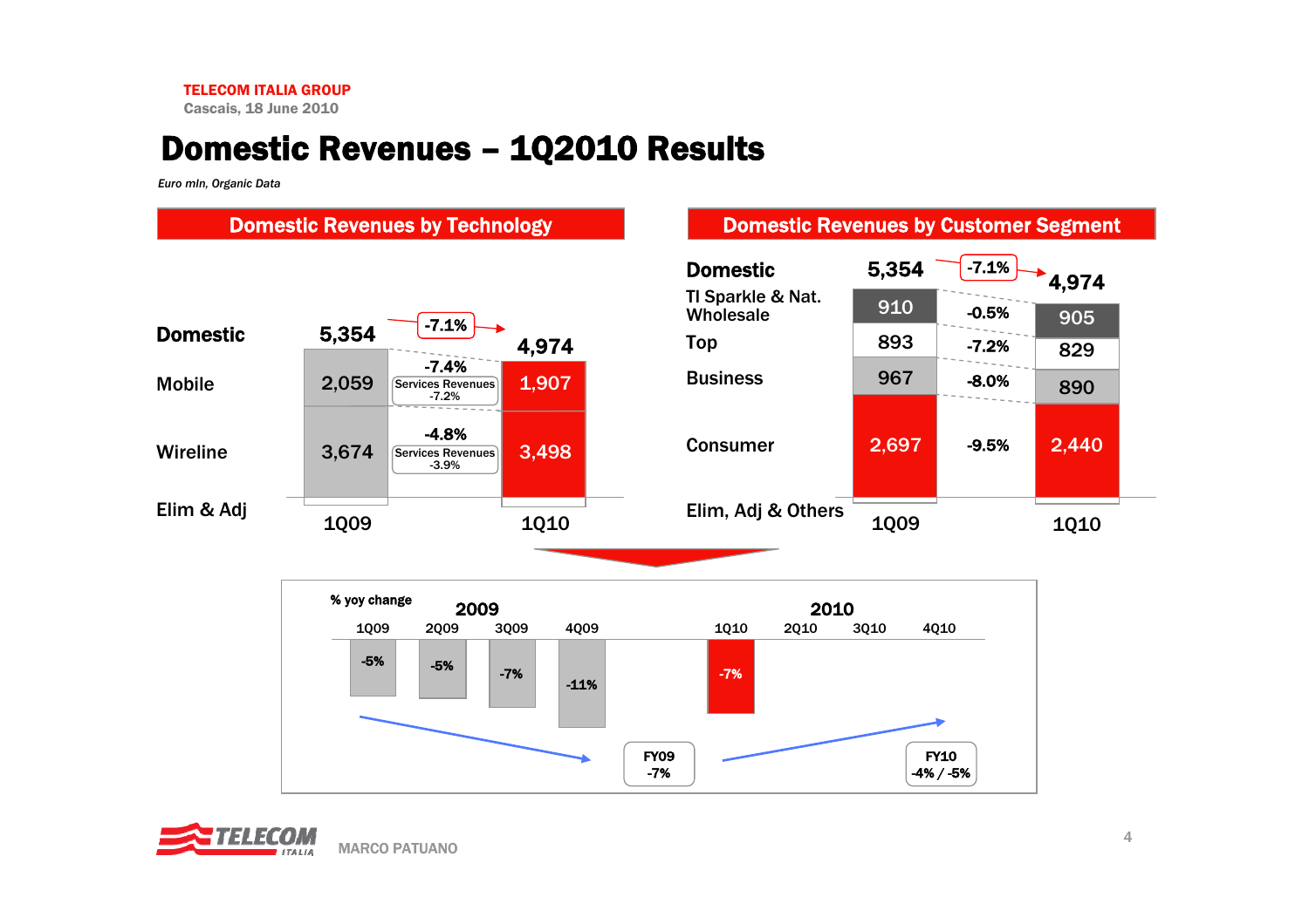# Domestic Revenues – 1Q2010 Results

*Euro mln, Organic Data*

## Domestic Revenues by Technology

| | 1Q09 | Change | 1Q10 |
|---|---|---|---|
| Domestic | 5,354 | -7.1% | 4,974 |
| Mobile | 2,059 | -7.4% (Services Revenues -7.2%) | 1,907 |
| Wireline | 3,674 | -4.8% (Services Revenues -3.9%) | 3,498 |
| Elim & Adj | | | |

## Domestic Revenues by Customer Segment

| | 1Q09 | Change | 1Q10 |
|---|---|---|---|
| Domestic | 5,354 | -7.1% | 4,974 |
| TI Sparkle & Nat. Wholesale | 910 | -0.5% | 905 |
| Top | 893 | -7.2% | 829 |
| Business | 967 | -8.0% | 890 |
| Consumer | 2,697 | -9.5% | 2,440 |
| Elim, Adj & Others | | | |

**% yoy change**

| | 2009 | | | | 2010 | | | |
|---|---|---|---|---|---|---|---|---|
| | 1Q09 | 2Q09 | 3Q09 | 4Q09 | 1Q10 | 2Q10 | 3Q10 | 4Q10 |
| % yoy change | -5% | -5% | -7% | -11% | -7% | | | |

FY09 -7%

FY10 -4% / -5%

MARCO PATUANO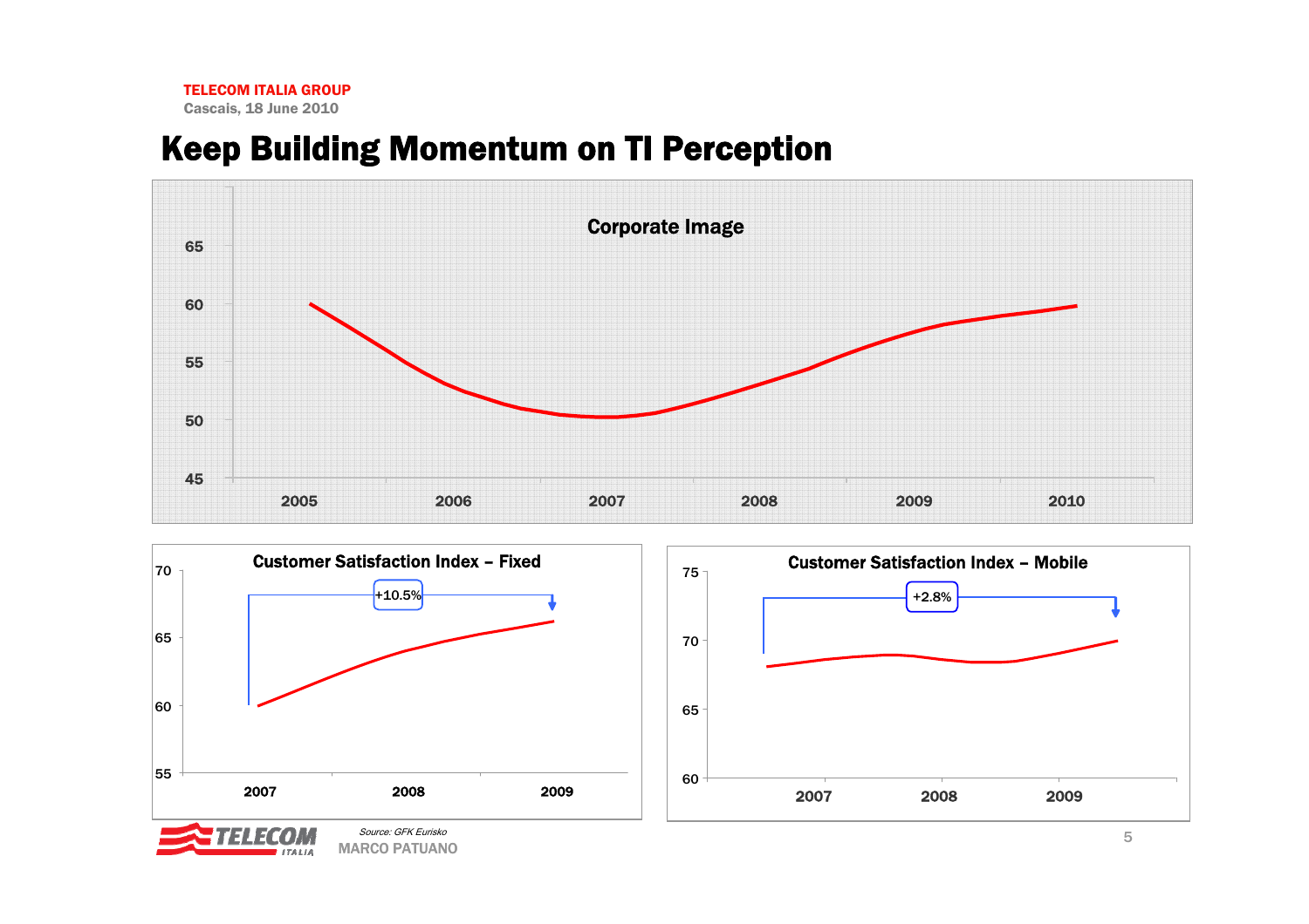# Keep Building Momentum on TI Perception

**Corporate Image**

65
60
55
50
45

2005 2006 2007 2008 2009 2010

**Customer Satisfaction Index – Fixed**

70
65
60
55

+10.5%

2007 2008 2009

**Customer Satisfaction Index – Mobile**

75
70
65
60

+2.8%

2007 2008 2009

*Source: GFK Eurisko*

MARCO PATUANO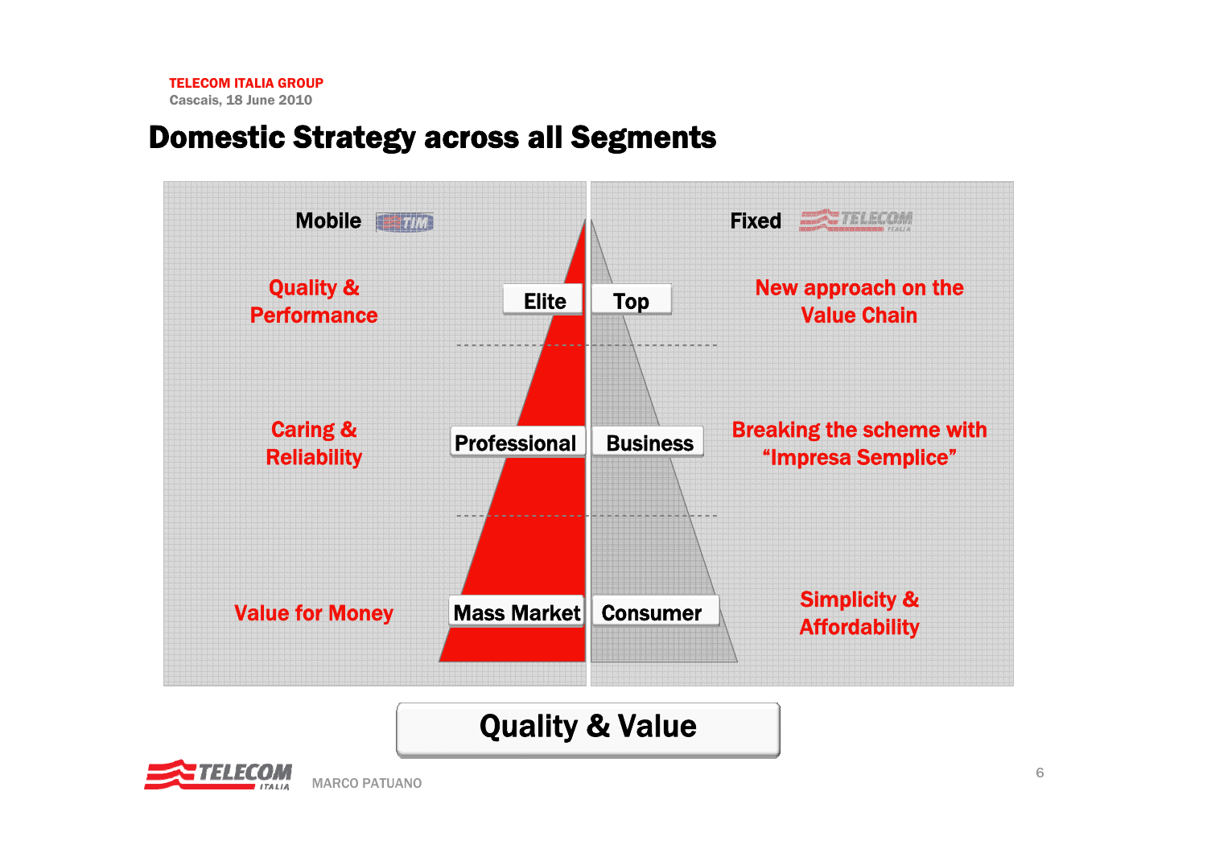# Domestic Strategy across all Segments

| Mobile (TIM) | | | Fixed (TELECOM ITALIA) |
| --- | --- | --- | --- |
| Quality & Performance | Elite | Top | New approach on the Value Chain |
| Caring & Reliability | Professional | Business | Breaking the scheme with "Impresa Semplice" |
| Value for Money | Mass Market | Consumer | Simplicity & Affordability |

**Quality & Value**

MARCO PATUANO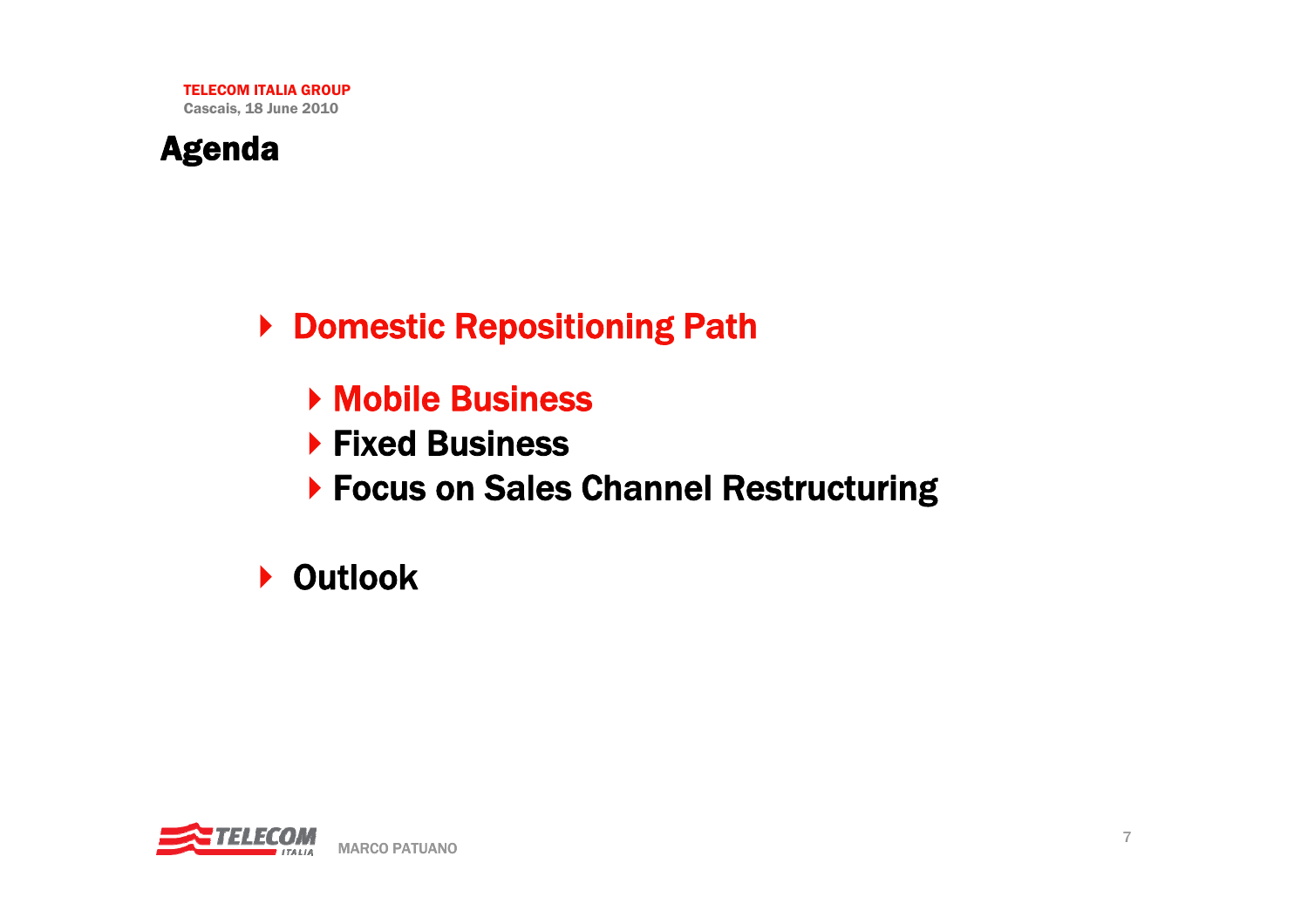# Agenda

- **Domestic Repositioning Path**
  - **Mobile Business**
  - **Fixed Business**
  - **Focus on Sales Channel Restructuring**
- **Outlook**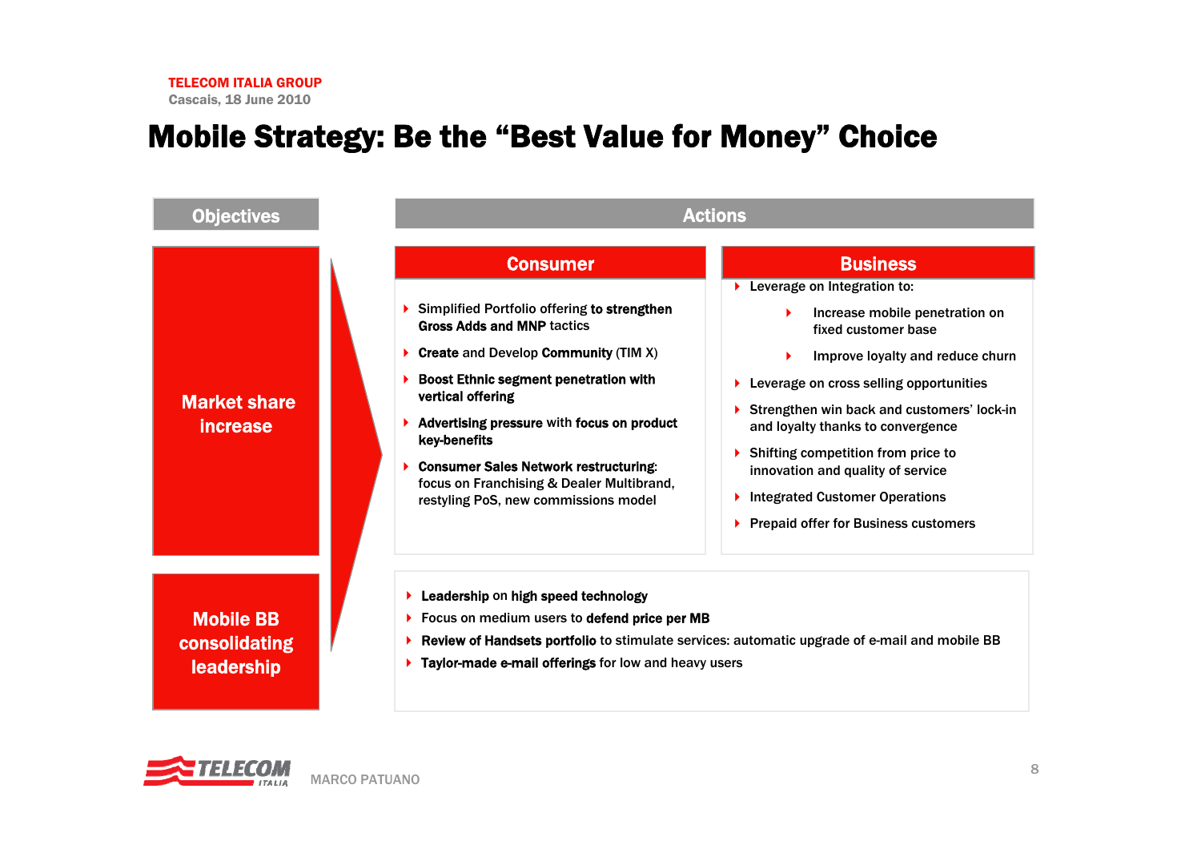# Mobile Strategy: Be the "Best Value for Money" Choice

## Objectives

### Market share increase

## Actions

### Consumer

- Simplified Portfolio offering **to strengthen Gross Adds and MNP** tactics
- **Create** and Develop **Community** (TIM X)
- **Boost Ethnic segment penetration with vertical offering**
- **Advertising pressure** with **focus on product key-benefits**
- **Consumer Sales Network restructuring**: focus on Franchising & Dealer Multibrand, restyling PoS, new commissions model

### Business

- Leverage on Integration to:
  - Increase mobile penetration on fixed customer base
  - Improve loyalty and reduce churn
- Leverage on cross selling opportunities
- Strengthen win back and customers' lock-in and loyalty thanks to convergence
- Shifting competition from price to innovation and quality of service
- Integrated Customer Operations
- Prepaid offer for Business customers

## Objectives

### Mobile BB consolidating leadership

## Actions

- **Leadership** on **high speed technology**
- Focus on medium users to **defend price per MB**
- **Review of Handsets portfolio** to stimulate services: automatic upgrade of e-mail and mobile BB
- **Taylor-made e-mail offerings** for low and heavy users

MARCO PATUANO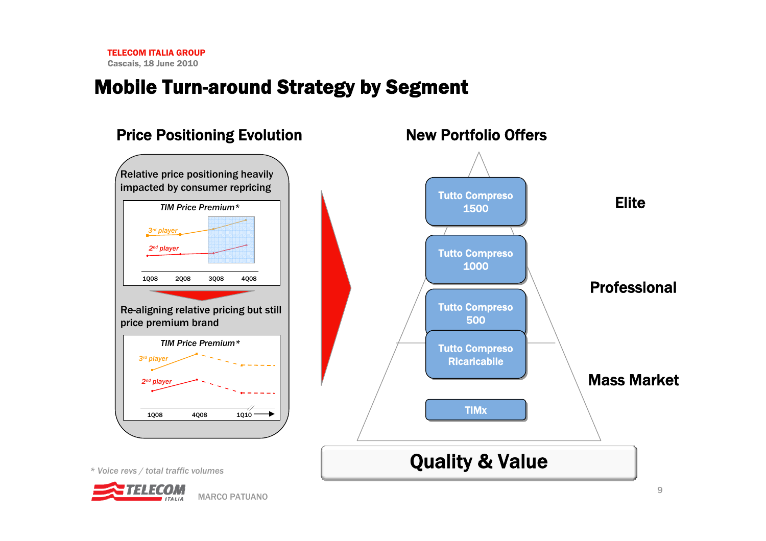TELECOM ITALIA GROUP
Cascais, 18 June 2010

# Mobile Turn-around Strategy by Segment

## Price Positioning Evolution

Relative price positioning heavily impacted by consumer repricing

*TIM Price Premium**

3rd player
2nd player

1Q08 2Q08 3Q08 4Q08

Re-aligning relative pricing but still price premium brand

*TIM Price Premium**

3rd player
2nd player

1Q08 4Q08 1Q10

## New Portfolio Offers

- **Elite**: Tutto Compreso 1500
- **Professional**: Tutto Compreso 1000, Tutto Compreso 500
- **Mass Market**: Tutto Compreso Ricaricabile, TIMx

**Quality & Value**

*\* Voice revs / total traffic volumes*

MARCO PATUANO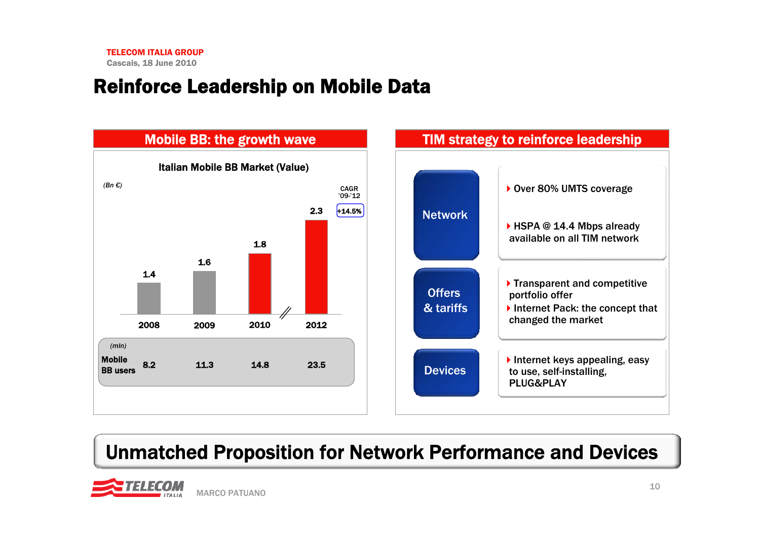# Reinforce Leadership on Mobile Data

## Mobile BB: the growth wave

**Italian Mobile BB Market (Value)**

*(Bn €)*

| | 2008 | 2009 | 2010 | 2012 | CAGR '09-'12 |
|---|---|---|---|---|---|
| Market value | 1.4 | 1.6 | 1.8 | 2.3 | +14.5% |
| Mobile BB users *(mln)* | 8.2 | 11.3 | 14.8 | 23.5 | |

## TIM strategy to reinforce leadership

**Network**
- Over 80% UMTS coverage
- HSPA @ 14.4 Mbps already available on all TIM network

**Offers & tariffs**
- Transparent and competitive portfolio offer
- Internet Pack: the concept that changed the market

**Devices**
- Internet keys appealing, easy to use, self-installing, PLUG&PLAY

**Unmatched Proposition for Network Performance and Devices**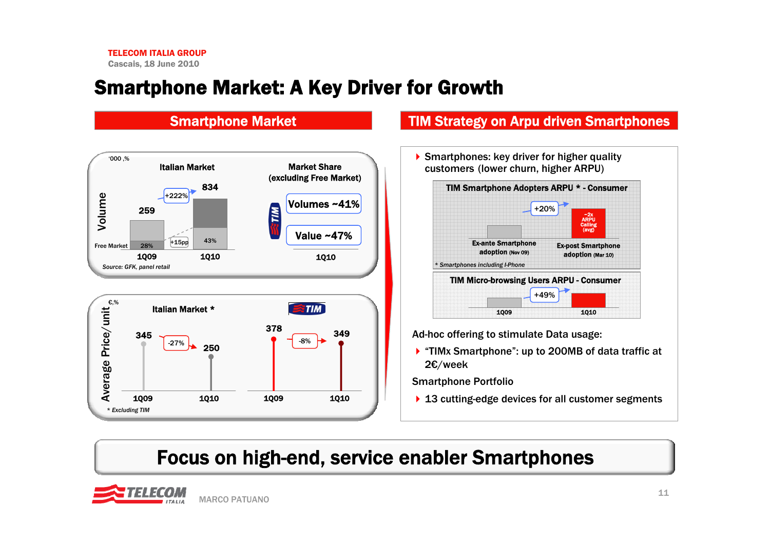TELECOM ITALIA GROUP
Cascais, 18 June 2010

# Smartphone Market: A Key Driver for Growth

## Smartphone Market

**Volume** ('000, %)

Italian Market

| | 1Q09 | 1Q10 |
|---|---|---|
| Volume | 259 | 834 |
| Free Market | 28% | 43% |

+222%; +15pp

Market Share (excluding Free Market) – TIM, 1Q10

- Volumes ~41%
- Value ~47%

Source: GFK, panel retail

**Average Price/unit** (€, %)

| | 1Q09 | 1Q10 | Change |
|---|---|---|---|
| Italian Market * | 345 | 250 | -27% |
| TIM | 378 | 349 | -8% |

\* Excluding TIM

## TIM Strategy on Arpu driven Smartphones

- Smartphones: key driver for higher quality customers (lower churn, higher ARPU)

**TIM Smartphone Adopters ARPU * - Consumer**

Ex-ante Smartphone adoption (Nov 09) → Ex-post Smartphone adoption (Mar 10): +20% (~2x ARPU Calling (avg))

\* Smartphones including I-Phone

**TIM Micro-browsing Users ARPU - Consumer**

1Q09 → 1Q10: +49%

Ad-hoc offering to stimulate Data usage:

- "TIMx Smartphone": up to 200MB of data traffic at 2€/week

Smartphone Portfolio

- 13 cutting-edge devices for all customer segments

**Focus on high-end, service enabler Smartphones**

MARCO PATUANO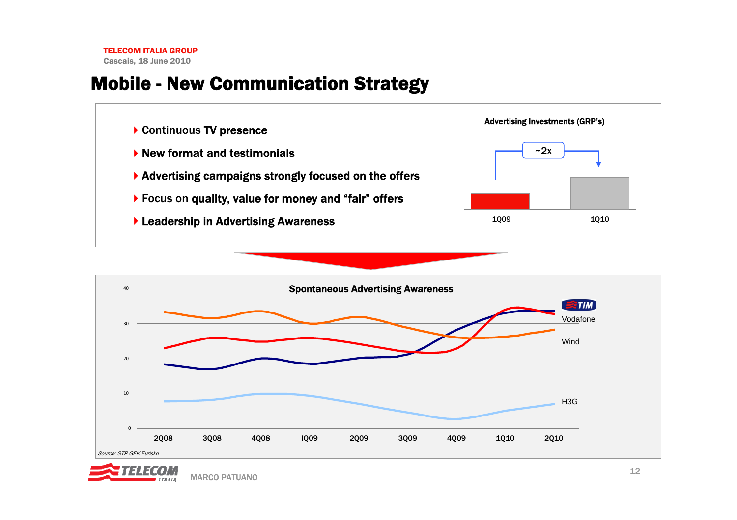# Mobile - New Communication Strategy

- Continuous **TV presence**
- **New format and testimonials**
- **Advertising campaigns strongly focused on the offers**
- Focus on **quality, value for money and "fair" offers**
- **Leadership in Advertising Awareness**

**Advertising Investments (GRP's)**

~2x

1Q09 | 1Q10

**Spontaneous Advertising Awareness**

TIM, Vodafone, Wind, H3G

40, 30, 20, 10, 0

2Q08, 3Q08, 4Q08, IQ09, 2Q09, 3Q09, 4Q09, 1Q10, 2Q10

*Source: STP GFK Eurisko*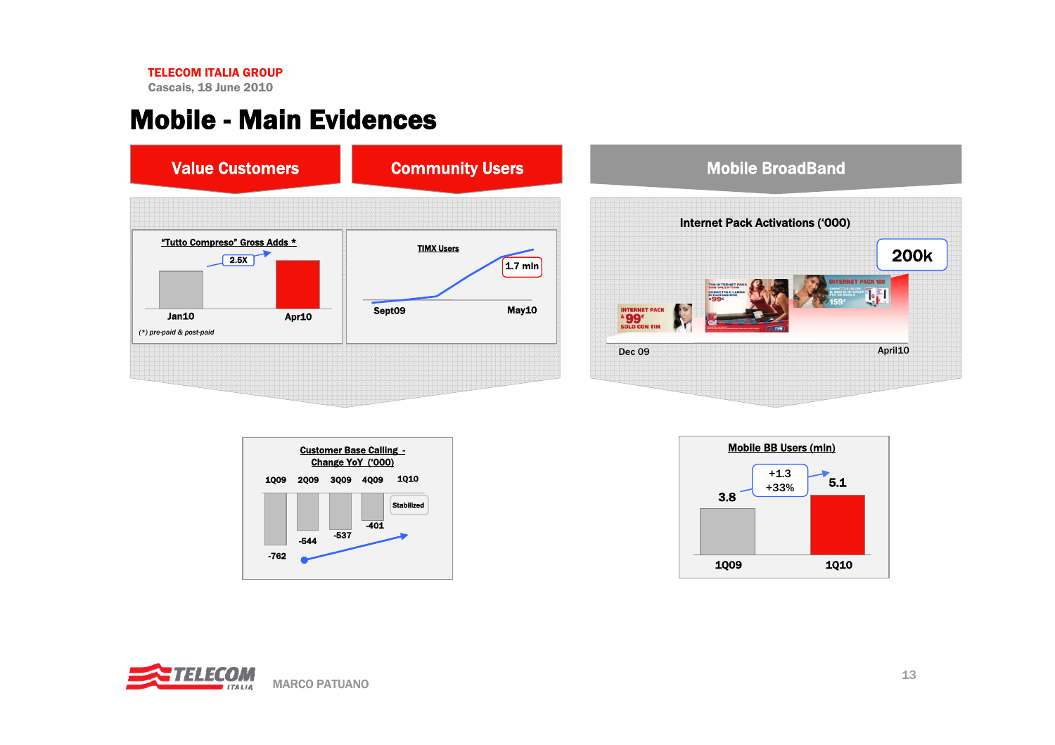# Mobile - Main Evidences

## Value Customers

**"Tutto Compreso" Gross Adds \***

- Jan10 → Apr10: 2.5X

(\*) pre-paid & post-paid

## Community Users

**TIMX Users**

- Sept09 → May10: 1.7 mln

## Mobile BroadBand

**Internet Pack Activations ('000)**

- Dec 09 → April10: 200k

INTERNET PACK A 99€ SOLO CON TIM

INTERNET PACK 100 159€

**Customer Base Calling - Change YoY ('000)**

| 1Q09 | 2Q09 | 3Q09 | 4Q09 | 1Q10 |
|---|---|---|---|---|
| -762 | -544 | -537 | -401 | Stabilized |

**Mobile BB Users (mln)**

| 1Q09 | 1Q10 |
|---|---|
| 3.8 | 5.1 |

+1.3
+33%

MARCO PATUANO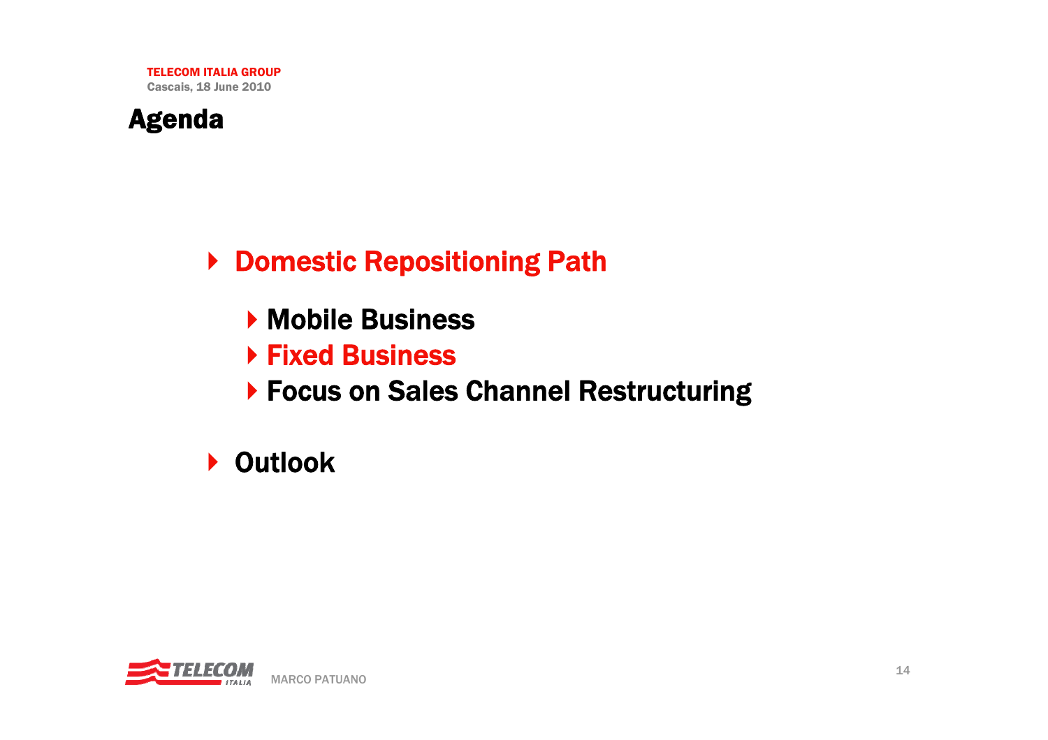# Agenda

- Domestic Repositioning Path
  - Mobile Business
  - Fixed Business
  - Focus on Sales Channel Restructuring
- Outlook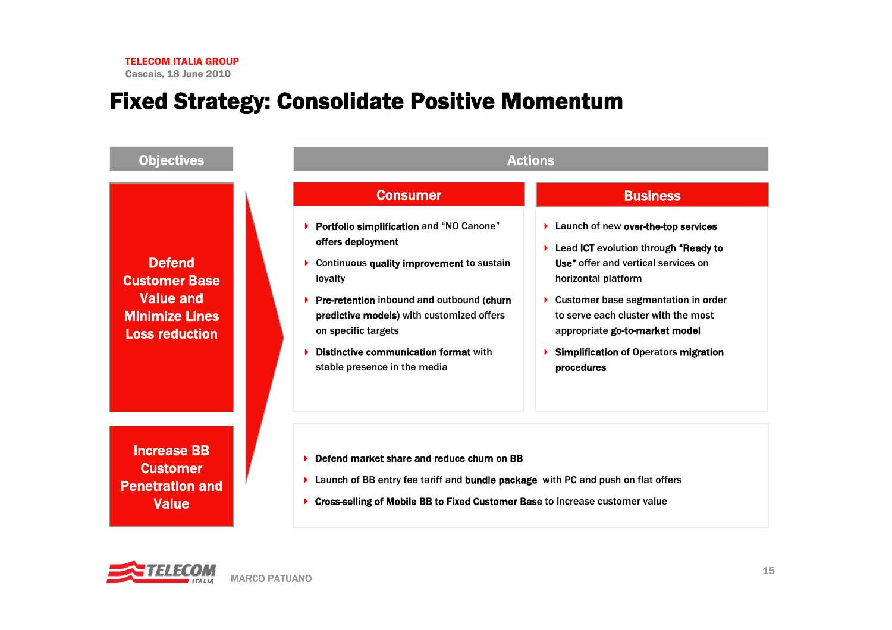# Fixed Strategy: Consolidate Positive Momentum

| Objectives | Actions – Consumer | Actions – Business |
|---|---|---|
| **Defend Customer Base Value and Minimize Lines Loss reduction** | • **Portfolio simplification** and "NO Canone" **offers deployment**<br>• Continuous **quality improvement** to sustain loyalty<br>• **Pre-retention** inbound and outbound (**churn predictive models**) with customized offers on specific targets<br>• **Distinctive communication format** with stable presence in the media | • Launch of new **over-the-top services**<br>• Lead **ICT** evolution through **"Ready to Use"** offer and vertical services on horizontal platform<br>• Customer base segmentation in order to serve each cluster with the most appropriate **go-to-market model**<br>• **Simplification** of Operators **migration procedures** |
| **Increase BB Customer Penetration and Value** | • **Defend market share and reduce churn on BB**<br>• Launch of BB entry fee tariff and **bundle package** with PC and push on flat offers<br>• **Cross-selling of Mobile BB to Fixed Customer Base** to increase customer value | |

MARCO PATUANO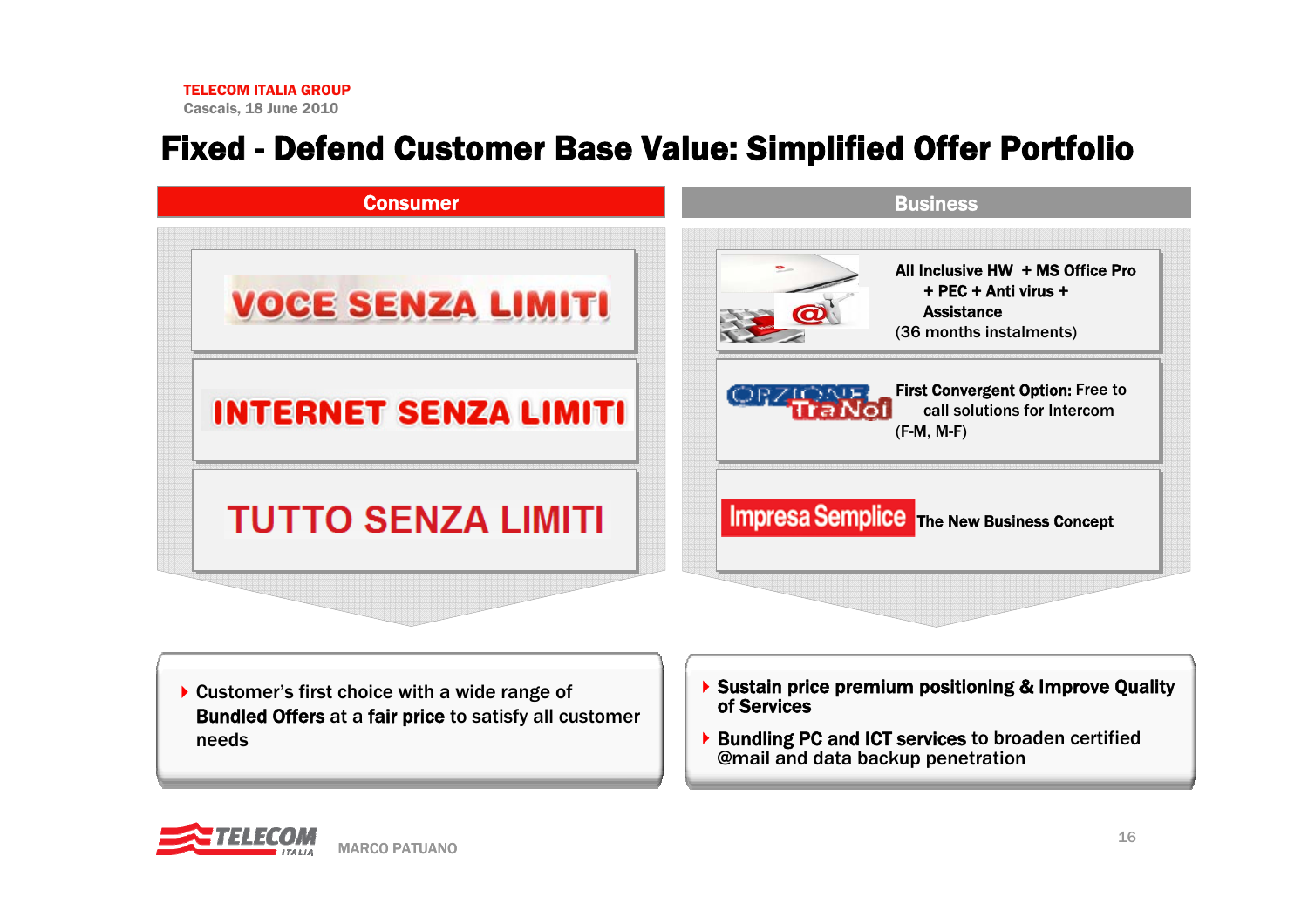# Fixed - Defend Customer Base Value: Simplified Offer Portfolio

## Consumer

- VOCE SENZA LIMITI
- INTERNET SENZA LIMITI
- TUTTO SENZA LIMITI

## Business

- **All Inclusive HW + MS Office Pro + PEC + Anti virus + Assistance** (36 months instalments)
- OPZIONE TraNoi — **First Convergent Option:** Free to call solutions for Intercom (F-M, M-F)
- Impresa Semplice — **The New Business Concept**

---

- Customer's first choice with a wide range of **Bundled Offers** at a **fair price** to satisfy all customer needs

---

- **Sustain price premium positioning & Improve Quality of Services**
- **Bundling PC and ICT services** to broaden certified @mail and data backup penetration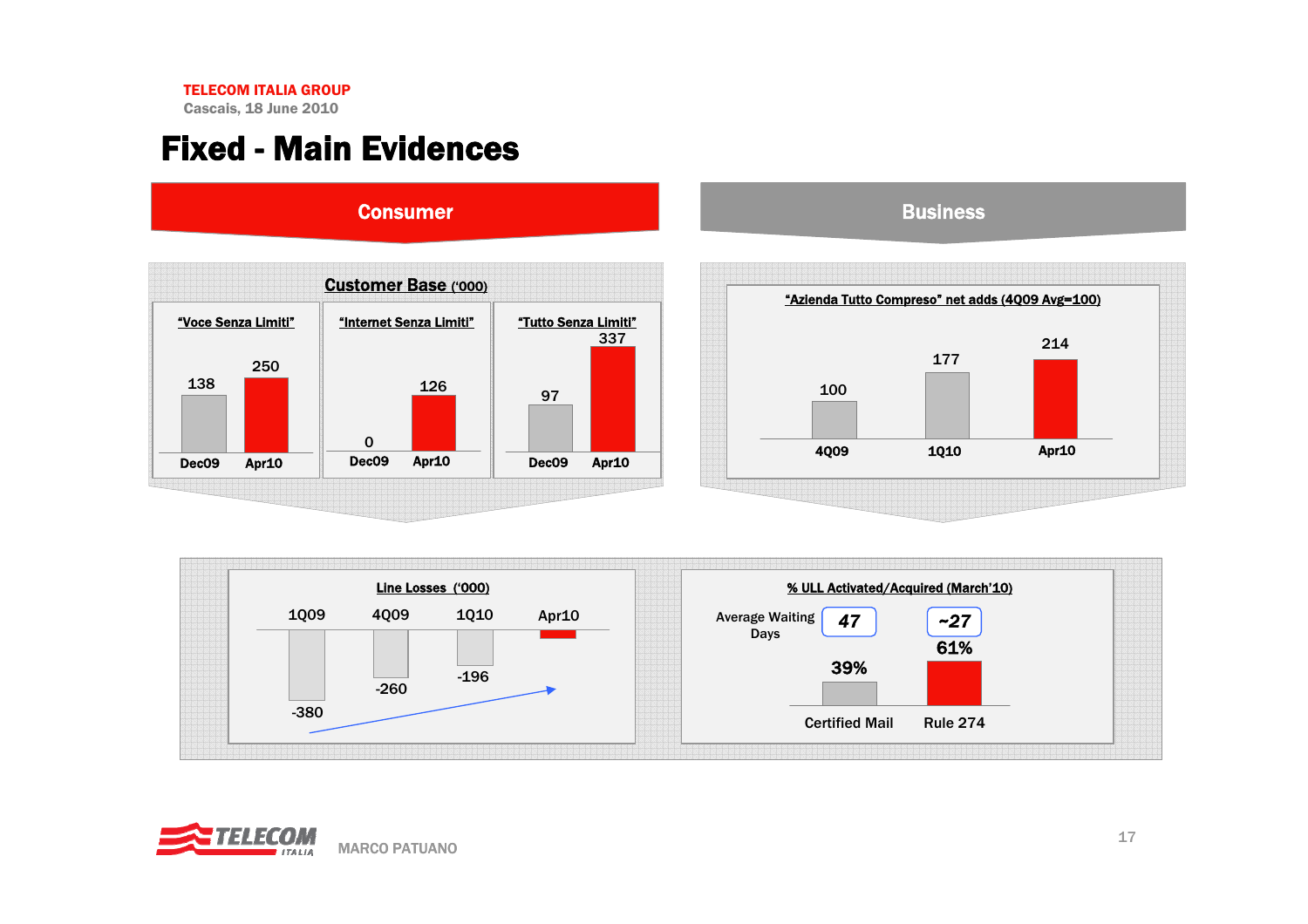# Fixed - Main Evidences

## Consumer

**Customer Base ('000)**

| | Dec09 | Apr10 |
|---|---|---|
| "Voce Senza Limiti" | 138 | 250 |
| "Internet Senza Limiti" | 0 | 126 |
| "Tutto Senza Limiti" | 97 | 337 |

## Business

**"Azienda Tutto Compreso" net adds (4Q09 Avg=100)**

| 4Q09 | 1Q10 | Apr10 |
|---|---|---|
| 100 | 177 | 214 |

**Line Losses ('000)**

| 1Q09 | 4Q09 | 1Q10 | Apr10 |
|---|---|---|---|
| -380 | -260 | -196 | |

**% ULL Activated/Acquired (March'10)**

| | Certified Mail | Rule 274 |
|---|---|---|
| Average Waiting Days | 47 | ~27 |
| % | 39% | 61% |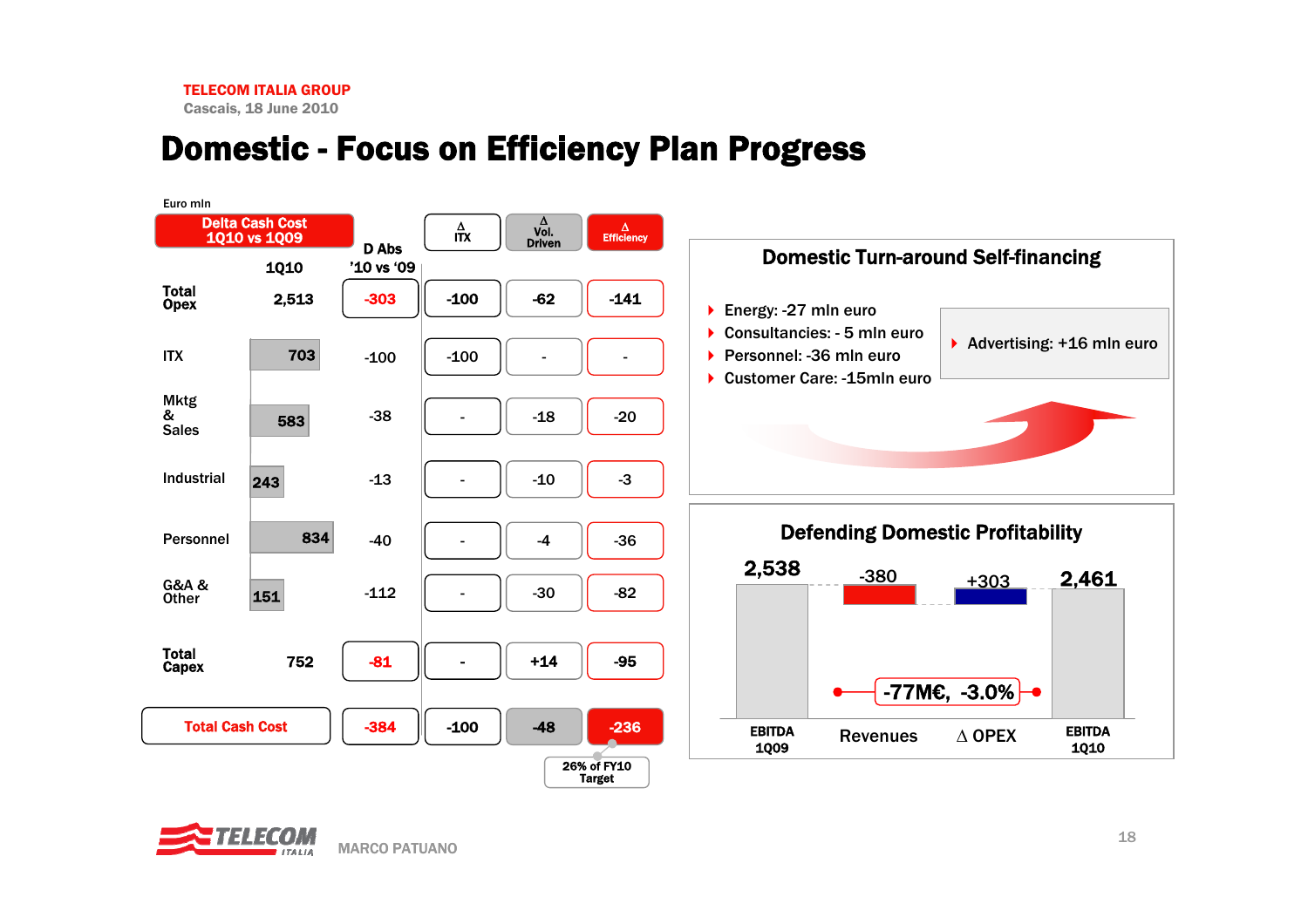# Domestic - Focus on Efficiency Plan Progress

Euro mln

| Delta Cash Cost 1Q10 vs 1Q09 | 1Q10 | D Abs '10 vs '09 | Δ ITX | Δ Vol. Driven | Δ Efficiency |
|---|---|---|---|---|---|
| **Total Opex** | 2,513 | -303 | -100 | -62 | -141 |
| ITX | 703 | -100 | -100 | - | - |
| Mktg & Sales | 583 | -38 | - | -18 | -20 |
| Industrial | 243 | -13 | - | -10 | -3 |
| Personnel | 834 | -40 | - | -4 | -36 |
| G&A & Other | 151 | -112 | - | -30 | -82 |
| **Total Capex** | 752 | -81 | - | +14 | -95 |
| **Total Cash Cost** | | -384 | -100 | -48 | -236 |

26% of FY10 Target

## Domestic Turn-around Self-financing

- Energy: -27 mln euro
- Consultancies: - 5 mln euro
- Personnel: -36 mln euro
- Customer Care: -15mln euro

- Advertising: +16 mln euro

## Defending Domestic Profitability

| EBITDA 1Q09 | Revenues | Δ OPEX | EBITDA 1Q10 |
|---|---|---|---|
| 2,538 | -380 | +303 | 2,461 |

-77M€, -3.0%

MARCO PATUANO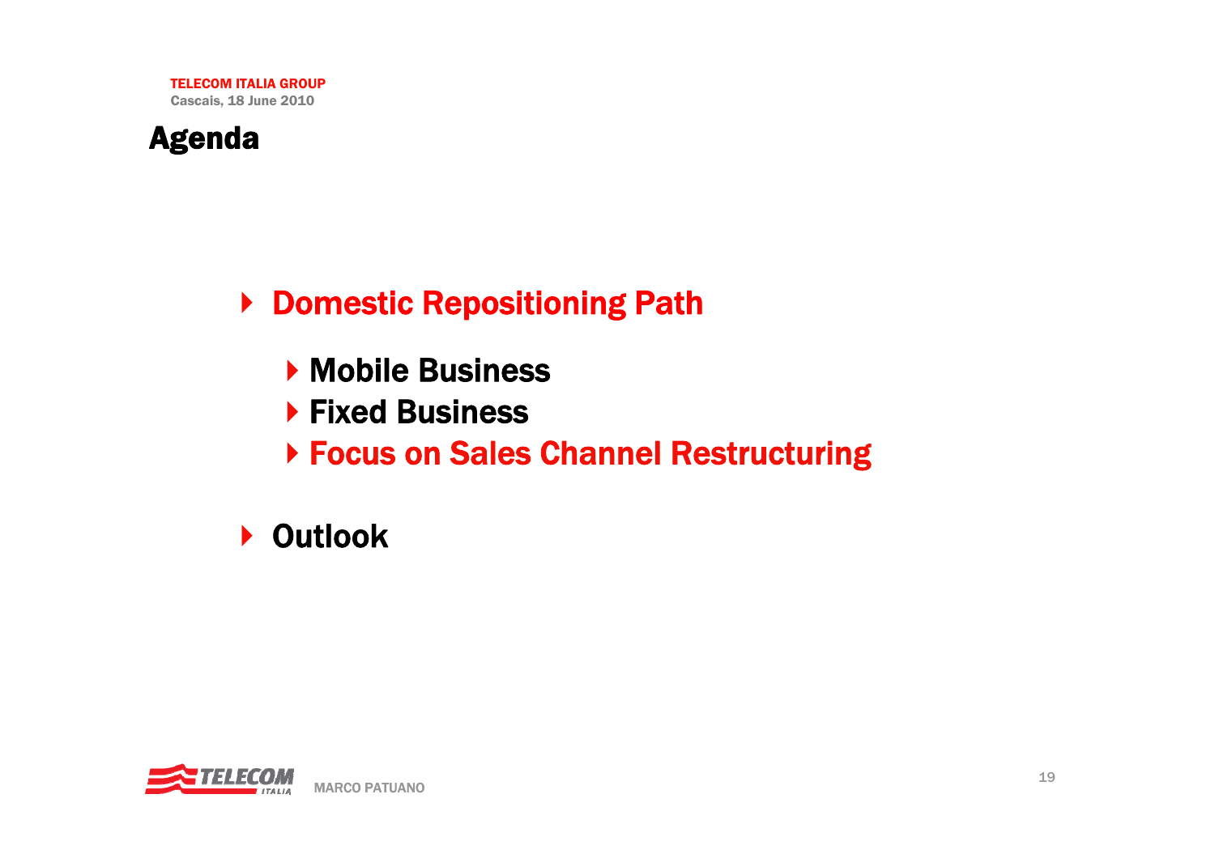# Agenda

- **Domestic Repositioning Path**
  - **Mobile Business**
  - **Fixed Business**
  - **Focus on Sales Channel Restructuring**
- **Outlook**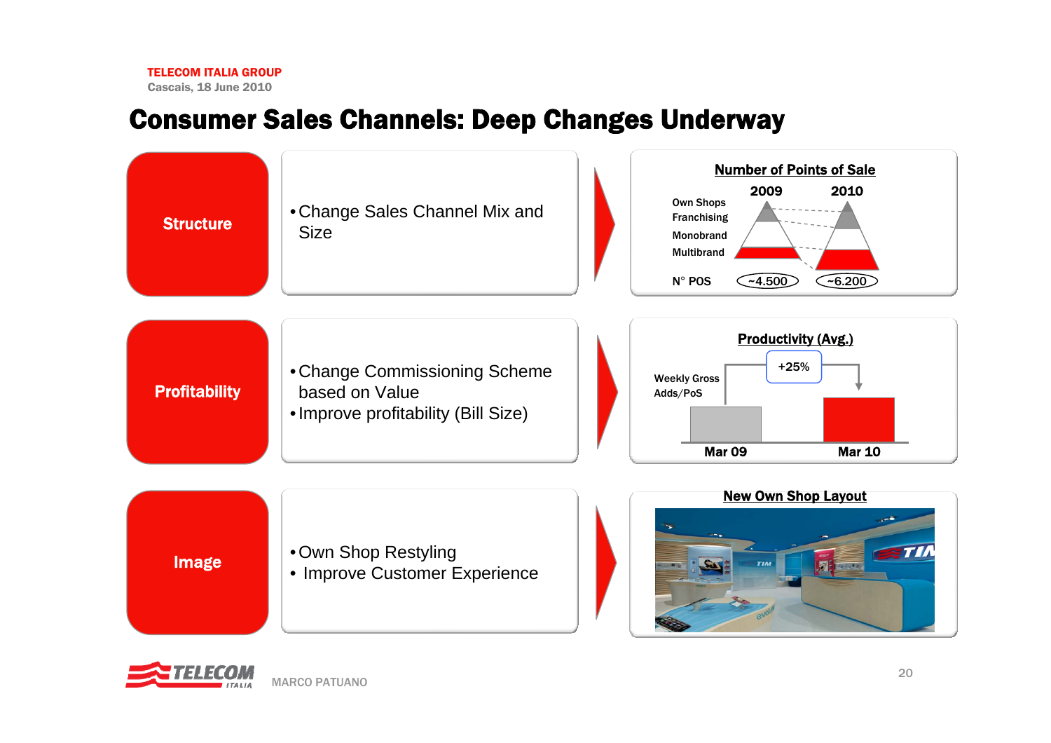# Consumer Sales Channels: Deep Changes Underway

**Structure**

- Change Sales Channel Mix and Size

**Number of Points of Sale**

| | 2009 | 2010 |
|---|---|---|
| Own Shops | | |
| Franchising | | |
| Monobrand | | |
| Multibrand | | |
| N° POS | ~4.500 | ~6.200 |

**Profitability**

- Change Commissioning Scheme based on Value
- Improve profitability (Bill Size)

**Productivity (Avg.)**

Weekly Gross Adds/PoS

Mar 09 → Mar 10: +25%

**Image**

- Own Shop Restyling
- Improve Customer Experience

**New Own Shop Layout**

MARCO PATUANO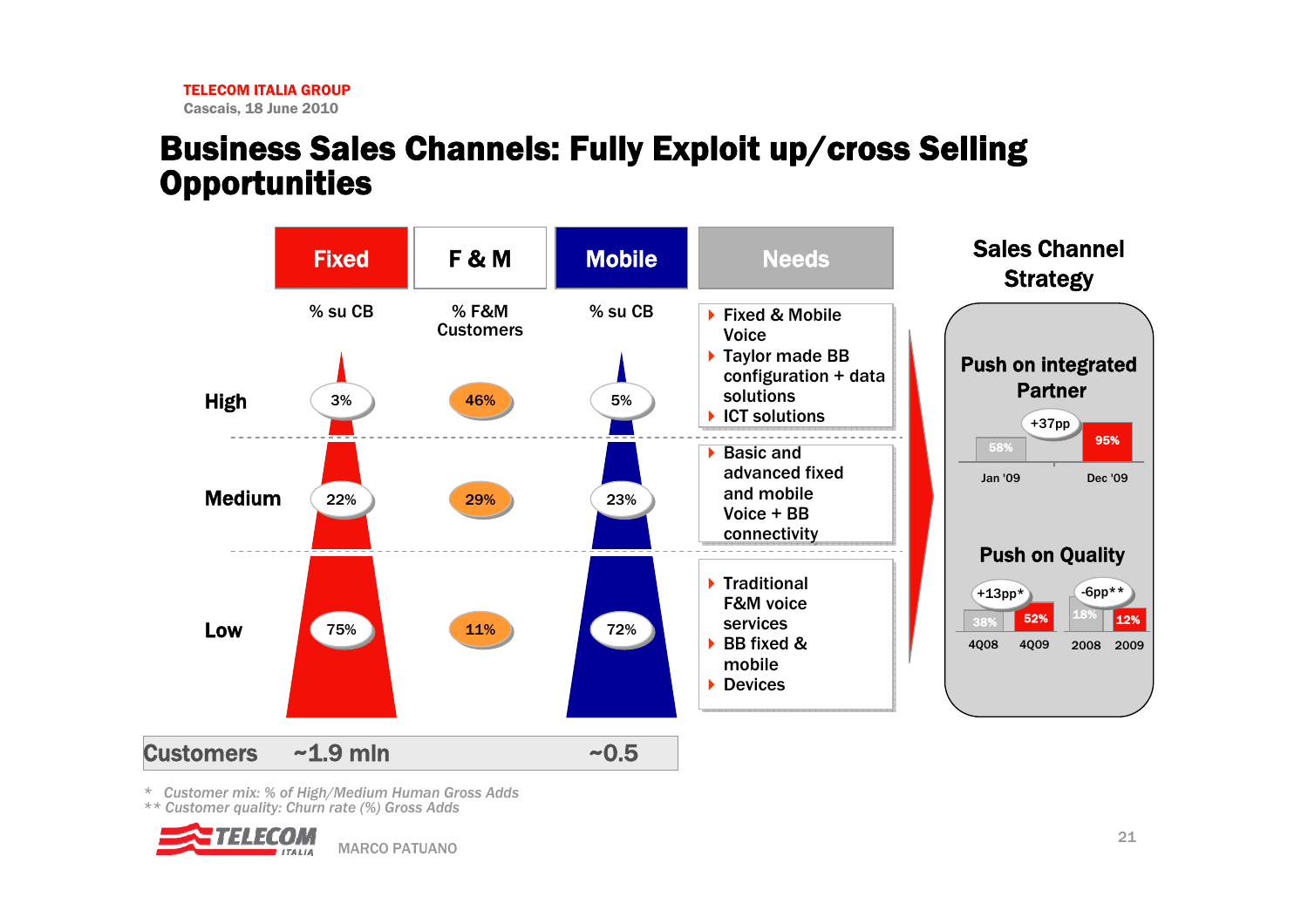# Business Sales Channels: Fully Exploit up/cross Selling Opportunities

| | Fixed | F & M | Mobile | Needs |
|---|---|---|---|---|
| | % su CB | % F&M Customers | % su CB | |
| High | 3% | 46% | 5% | Fixed & Mobile Voice; Taylor made BB configuration + data solutions; ICT solutions |
| Medium | 22% | 29% | 23% | Basic and advanced fixed and mobile Voice + BB connectivity |
| Low | 75% | 11% | 72% | Traditional F&M voice services; BB fixed & mobile; Devices |
| Customers | ~1.9 mln | | ~0.5 | |

## Sales Channel Strategy

**Push on integrated Partner**

| Jan '09 | Dec '09 |
|---|---|
| 58% | 95% |

+37pp

**Push on Quality**

| 4Q08 | 4Q09 | 2008 | 2009 |
|---|---|---|---|
| 38% | 52% | 18% | 12% |

+13pp* (4Q08 → 4Q09); -6pp** (2008 → 2009)

*Customer mix: % of High/Medium Human Gross Adds*
** *Customer quality: Churn rate (%) Gross Adds*

MARCO PATUANO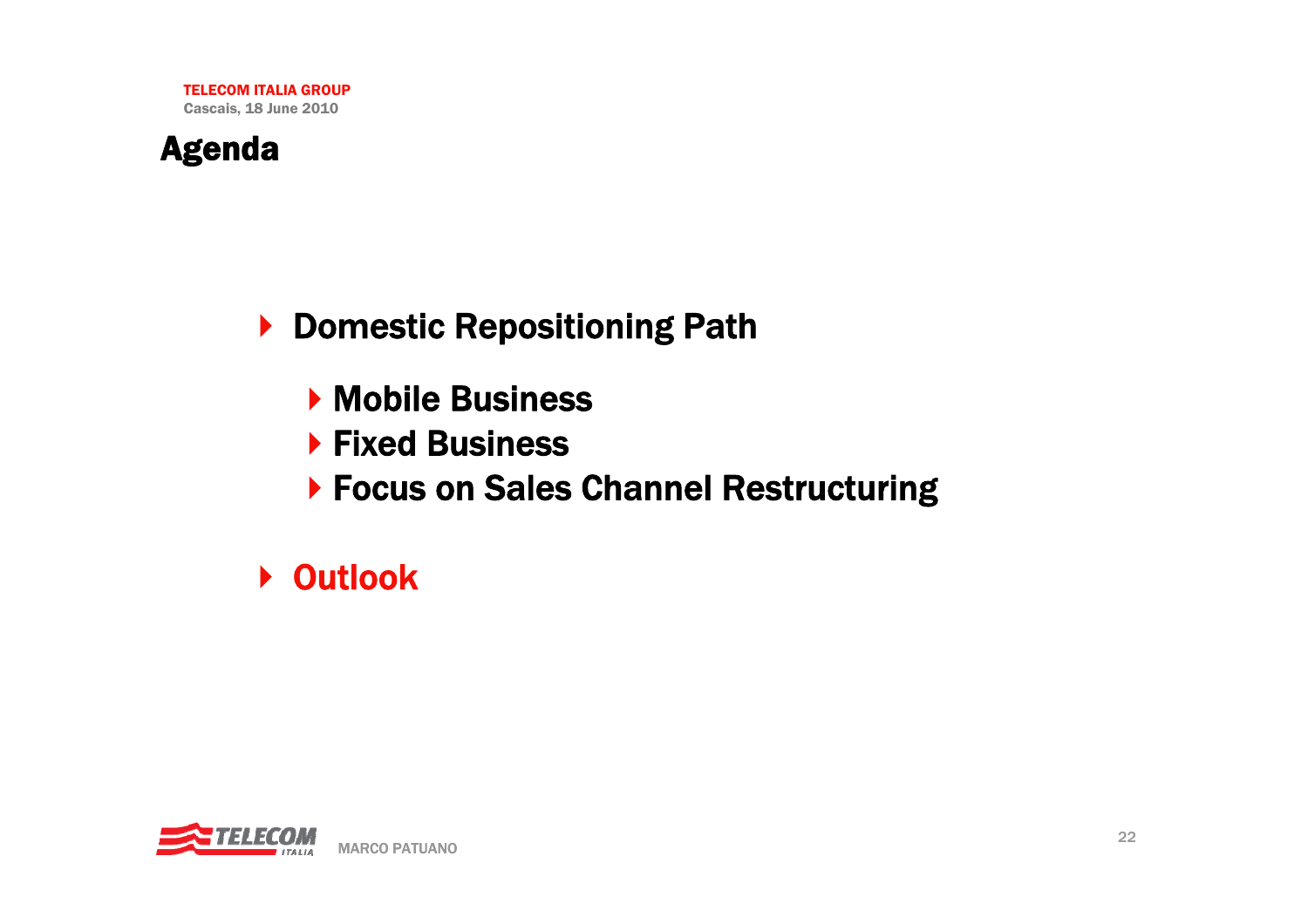# Agenda

- Domestic Repositioning Path
  - Mobile Business
  - Fixed Business
  - Focus on Sales Channel Restructuring
- Outlook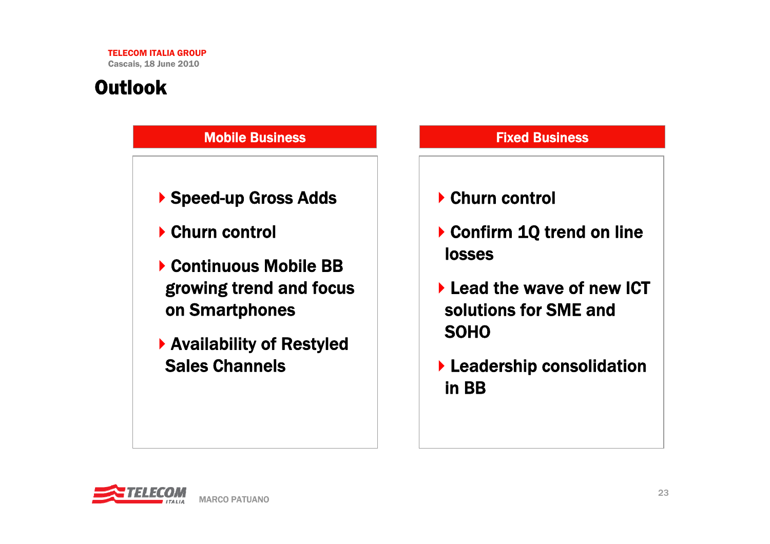# Outlook

## Mobile Business

- Speed-up Gross Adds
- Churn control
- Continuous Mobile BB growing trend and focus on Smartphones
- Availability of Restyled Sales Channels

## Fixed Business

- Churn control
- Confirm 1Q trend on line losses
- Lead the wave of new ICT solutions for SME and SOHO
- Leadership consolidation in BB